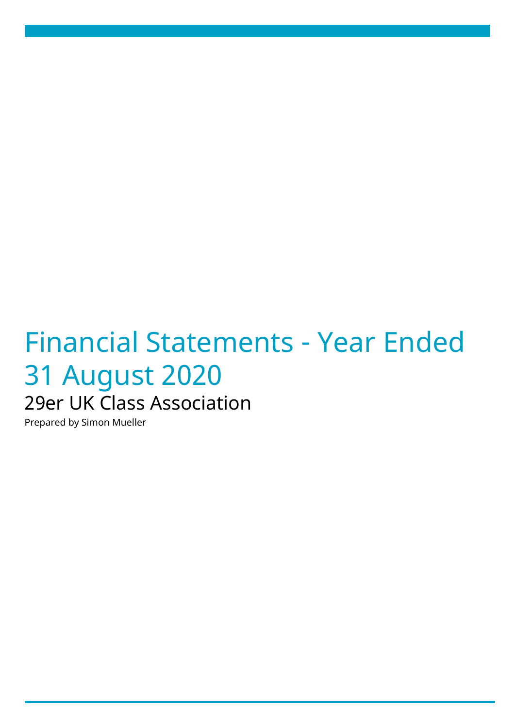# Financial Statements - Year Ended 31 August 2020

## 29er UK Class Association

Prepared by Simon Mueller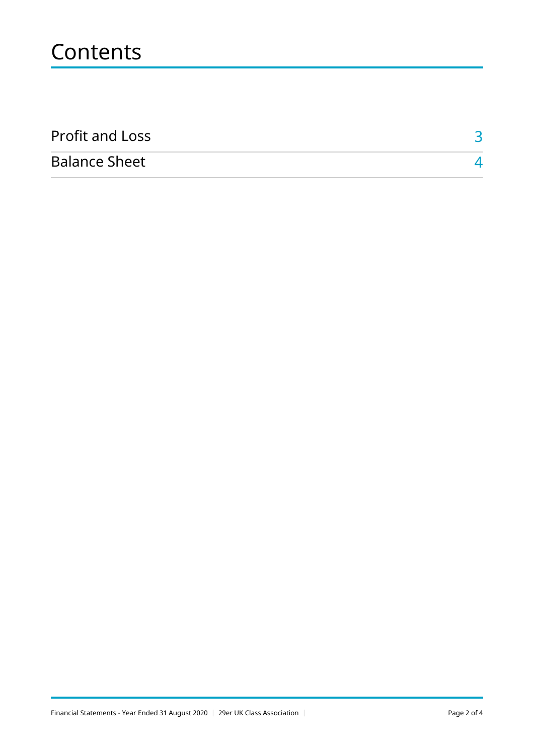# Contents

| | |
|---|---|
| Profit and Loss | 3 |
| Balance Sheet | 4 |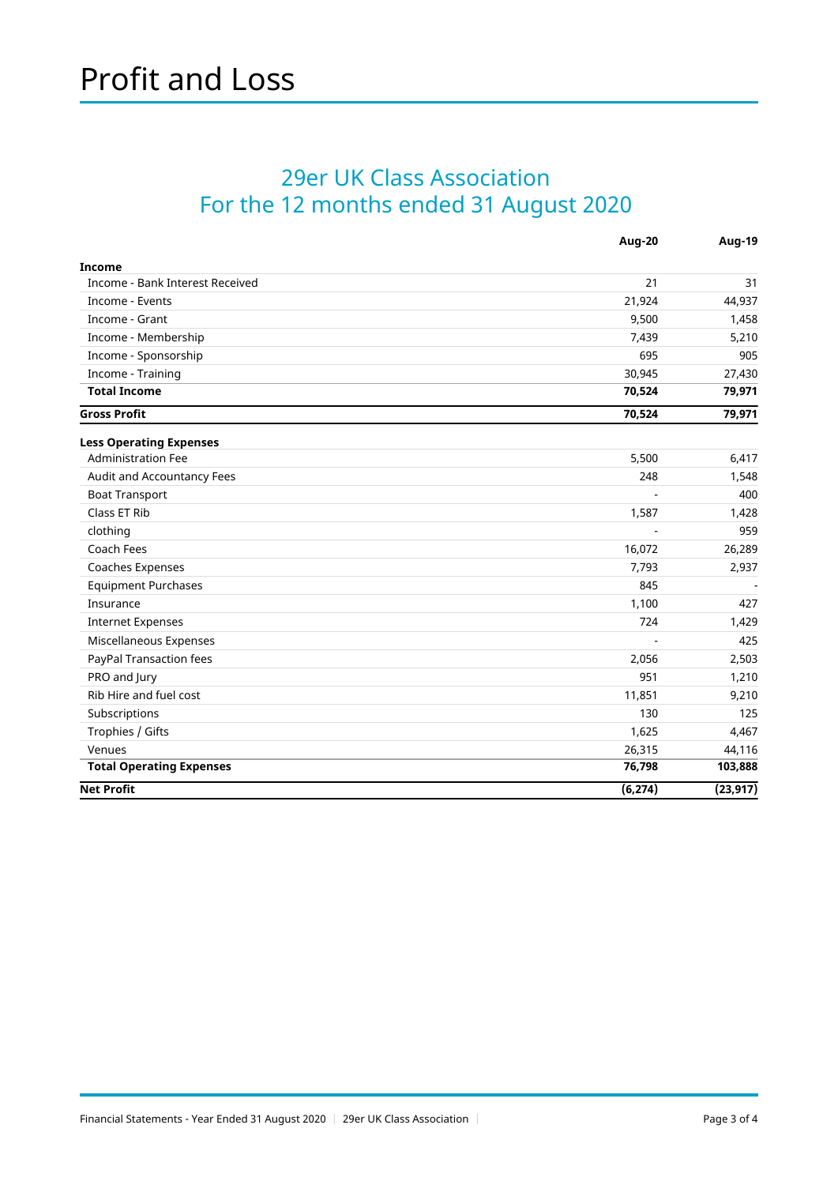# Profit and Loss

## 29er UK Class Association
## For the 12 months ended 31 August 2020

| | Aug-20 | Aug-19 |
|---|---|---|
| **Income** | | |
| Income - Bank Interest Received | 21 | 31 |
| Income - Events | 21,924 | 44,937 |
| Income - Grant | 9,500 | 1,458 |
| Income - Membership | 7,439 | 5,210 |
| Income - Sponsorship | 695 | 905 |
| Income - Training | 30,945 | 27,430 |
| **Total Income** | **70,524** | **79,971** |
| **Gross Profit** | **70,524** | **79,971** |
| **Less Operating Expenses** | | |
| Administration Fee | 5,500 | 6,417 |
| Audit and Accountancy Fees | 248 | 1,548 |
| Boat Transport | - | 400 |
| Class ET Rib | 1,587 | 1,428 |
| clothing | - | 959 |
| Coach Fees | 16,072 | 26,289 |
| Coaches Expenses | 7,793 | 2,937 |
| Equipment Purchases | 845 | - |
| Insurance | 1,100 | 427 |
| Internet Expenses | 724 | 1,429 |
| Miscellaneous Expenses | - | 425 |
| PayPal Transaction fees | 2,056 | 2,503 |
| PRO and Jury | 951 | 1,210 |
| Rib Hire and fuel cost | 11,851 | 9,210 |
| Subscriptions | 130 | 125 |
| Trophies / Gifts | 1,625 | 4,467 |
| Venues | 26,315 | 44,116 |
| **Total Operating Expenses** | **76,798** | **103,888** |
| **Net Profit** | **(6,274)** | **(23,917)** |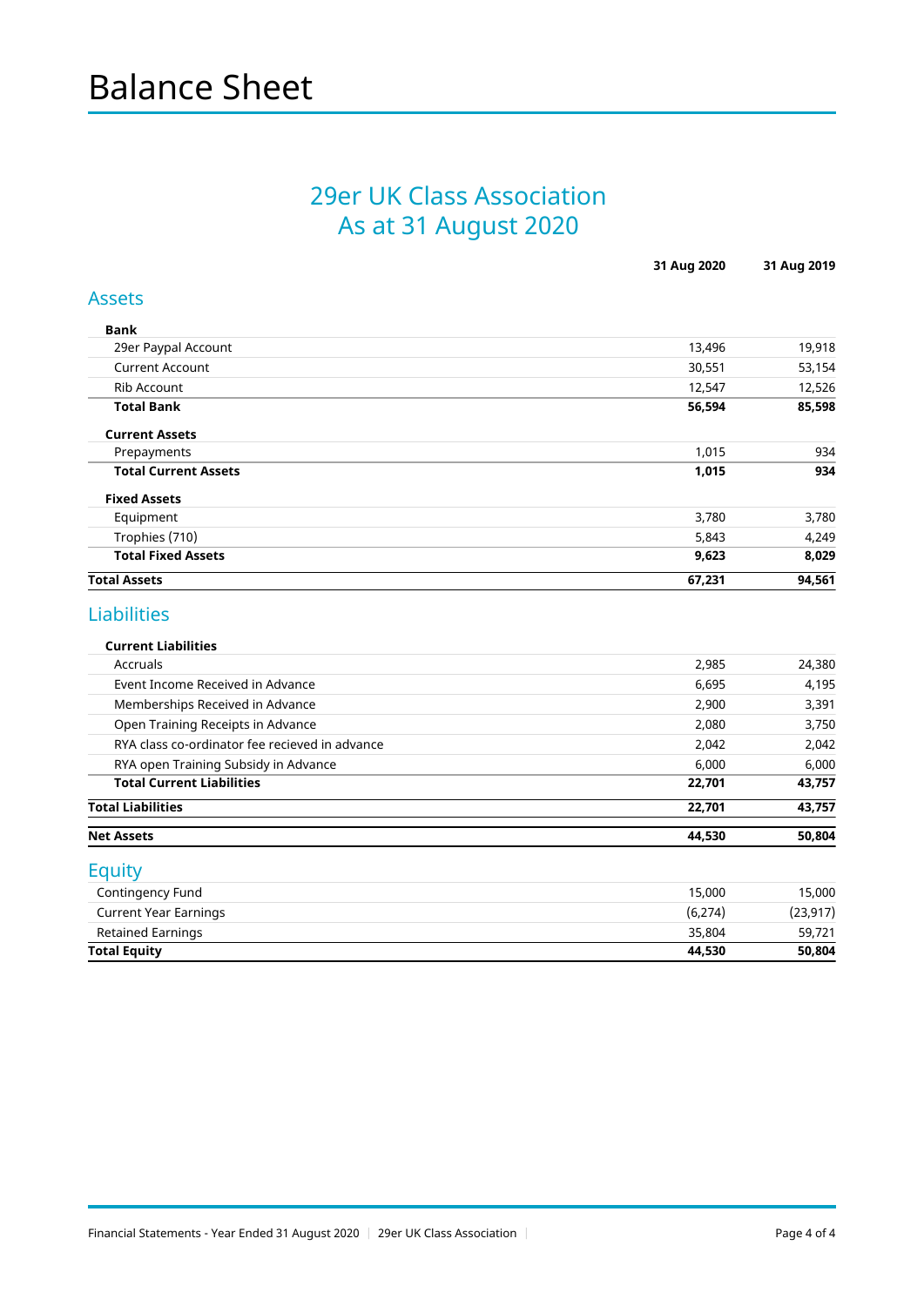# Balance Sheet

## 29er UK Class Association
## As at 31 August 2020

| | 31 Aug 2020 | 31 Aug 2019 |
|---|---|---|
| **Assets** | | |
| **Bank** | | |
| 29er Paypal Account | 13,496 | 19,918 |
| Current Account | 30,551 | 53,154 |
| Rib Account | 12,547 | 12,526 |
| **Total Bank** | **56,594** | **85,598** |
| **Current Assets** | | |
| Prepayments | 1,015 | 934 |
| **Total Current Assets** | **1,015** | **934** |
| **Fixed Assets** | | |
| Equipment | 3,780 | 3,780 |
| Trophies (710) | 5,843 | 4,249 |
| **Total Fixed Assets** | **9,623** | **8,029** |
| **Total Assets** | **67,231** | **94,561** |
| **Liabilities** | | |
| **Current Liabilities** | | |
| Accruals | 2,985 | 24,380 |
| Event Income Received in Advance | 6,695 | 4,195 |
| Memberships Received in Advance | 2,900 | 3,391 |
| Open Training Receipts in Advance | 2,080 | 3,750 |
| RYA class co-ordinator fee recieved in advance | 2,042 | 2,042 |
| RYA open Training Subsidy in Advance | 6,000 | 6,000 |
| **Total Current Liabilities** | **22,701** | **43,757** |
| **Total Liabilities** | **22,701** | **43,757** |
| **Net Assets** | **44,530** | **50,804** |
| **Equity** | | |
| Contingency Fund | 15,000 | 15,000 |
| Current Year Earnings | (6,274) | (23,917) |
| Retained Earnings | 35,804 | 59,721 |
| **Total Equity** | **44,530** | **50,804** |